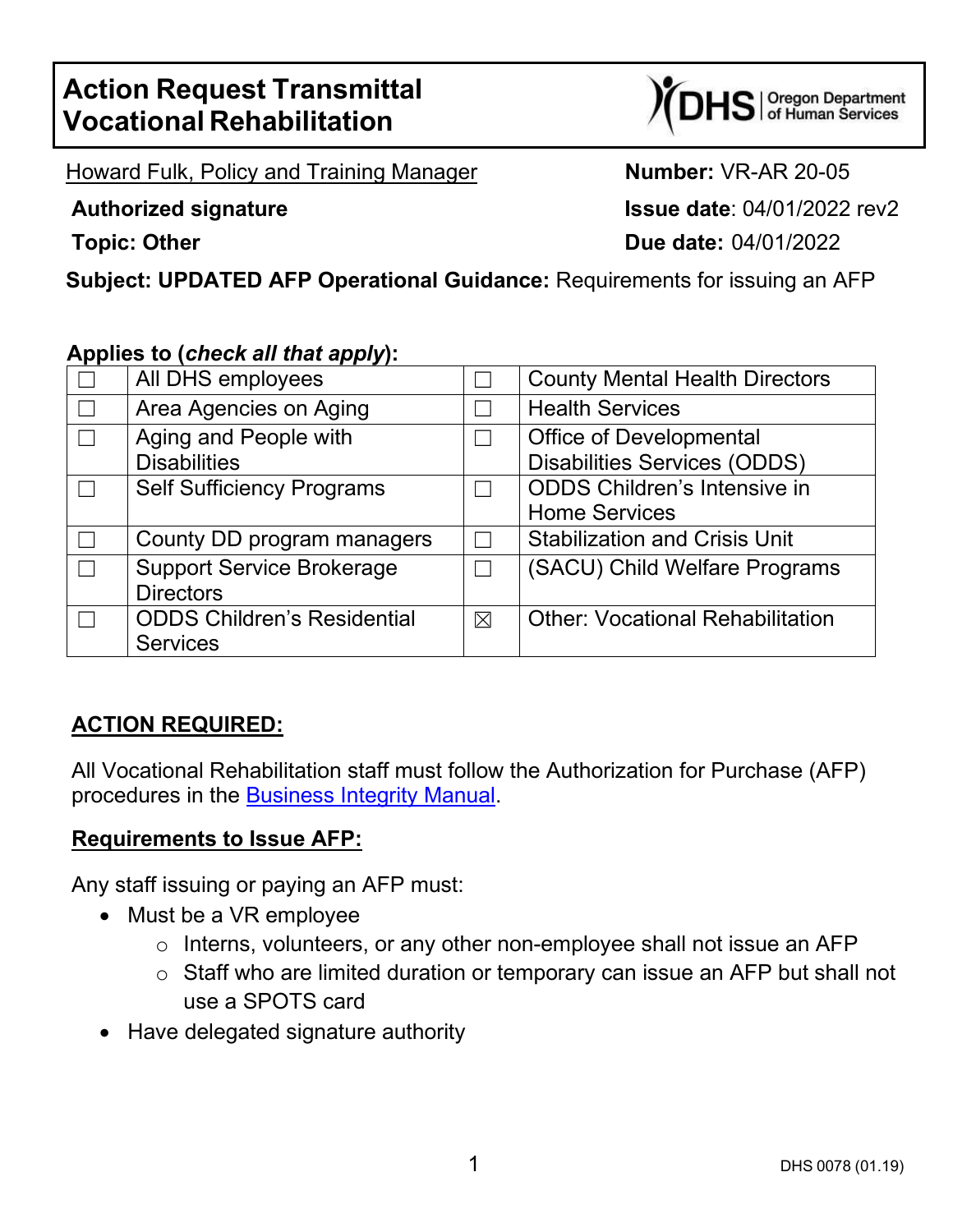# Action Request Transmittal Vocational Rehabilitation

Howard Fulk, Policy and Training Manager

**Authorized signature**

**Topic: Other**

**Number:** VR-AR 20-05

**Issue date**: 04/01/2022 rev2

**Due date:** 04/01/2022

**Subject: UPDATED AFP Operational Guidance:** Requirements for issuing an AFP

**Applies to (*check all that apply*):**

| | | | |
|---|---|---|---|
| ☐ | All DHS employees | ☐ | County Mental Health Directors |
| ☐ | Area Agencies on Aging | ☐ | Health Services |
| ☐ | Aging and People with Disabilities | ☐ | Office of Developmental Disabilities Services (ODDS) |
| ☐ | Self Sufficiency Programs | ☐ | ODDS Children's Intensive in Home Services |
| ☐ | County DD program managers | ☐ | Stabilization and Crisis Unit |
| ☐ | Support Service Brokerage Directors | ☐ | (SACU) Child Welfare Programs |
| ☐ | ODDS Children's Residential Services | ☒ | Other: Vocational Rehabilitation |

## ACTION REQUIRED:

All Vocational Rehabilitation staff must follow the Authorization for Purchase (AFP) procedures in the Business Integrity Manual.

## Requirements to Issue AFP:

Any staff issuing or paying an AFP must:

- Must be a VR employee
  - Interns, volunteers, or any other non-employee shall not issue an AFP
  - Staff who are limited duration or temporary can issue an AFP but shall not use a SPOTS card
- Have delegated signature authority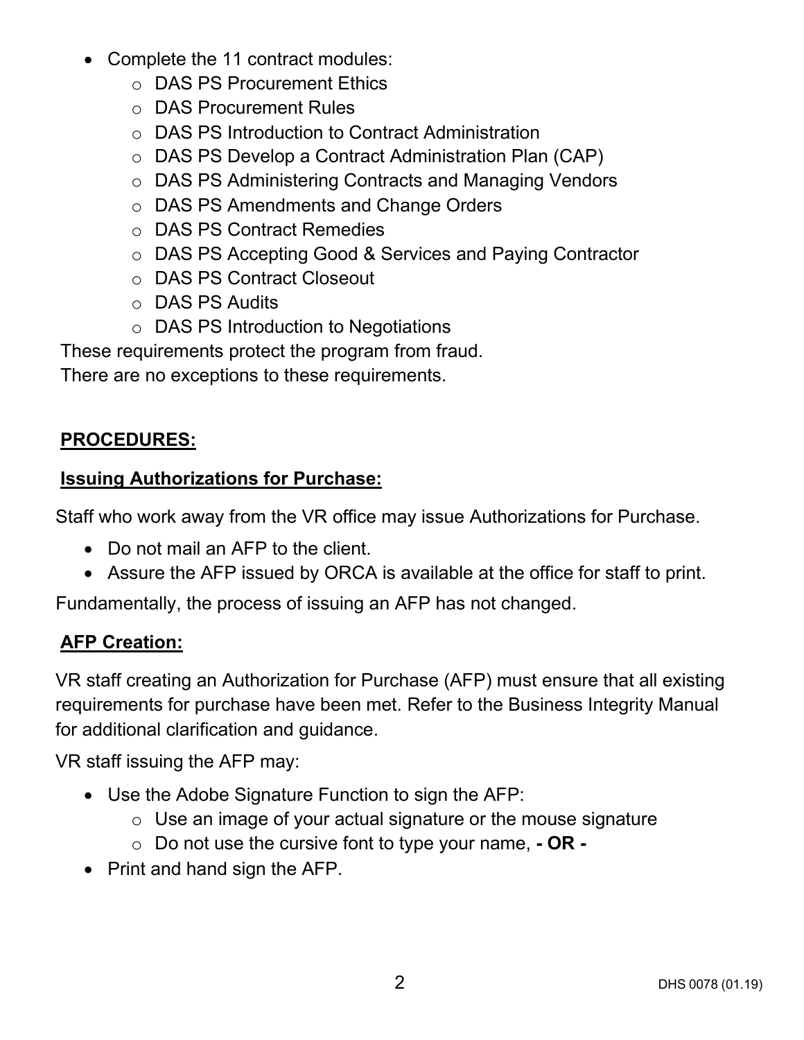- Complete the 11 contract modules:
  - DAS PS Procurement Ethics
  - DAS Procurement Rules
  - DAS PS Introduction to Contract Administration
  - DAS PS Develop a Contract Administration Plan (CAP)
  - DAS PS Administering Contracts and Managing Vendors
  - DAS PS Amendments and Change Orders
  - DAS PS Contract Remedies
  - DAS PS Accepting Good & Services and Paying Contractor
  - DAS PS Contract Closeout
  - DAS PS Audits
  - DAS PS Introduction to Negotiations

These requirements protect the program from fraud.
There are no exceptions to these requirements.

## PROCEDURES:

### Issuing Authorizations for Purchase:

Staff who work away from the VR office may issue Authorizations for Purchase.

- Do not mail an AFP to the client.
- Assure the AFP issued by ORCA is available at the office for staff to print.

Fundamentally, the process of issuing an AFP has not changed.

### AFP Creation:

VR staff creating an Authorization for Purchase (AFP) must ensure that all existing requirements for purchase have been met. Refer to the Business Integrity Manual for additional clarification and guidance.

VR staff issuing the AFP may:

- Use the Adobe Signature Function to sign the AFP:
  - Use an image of your actual signature or the mouse signature
  - Do not use the cursive font to type your name, **- OR -**
- Print and hand sign the AFP.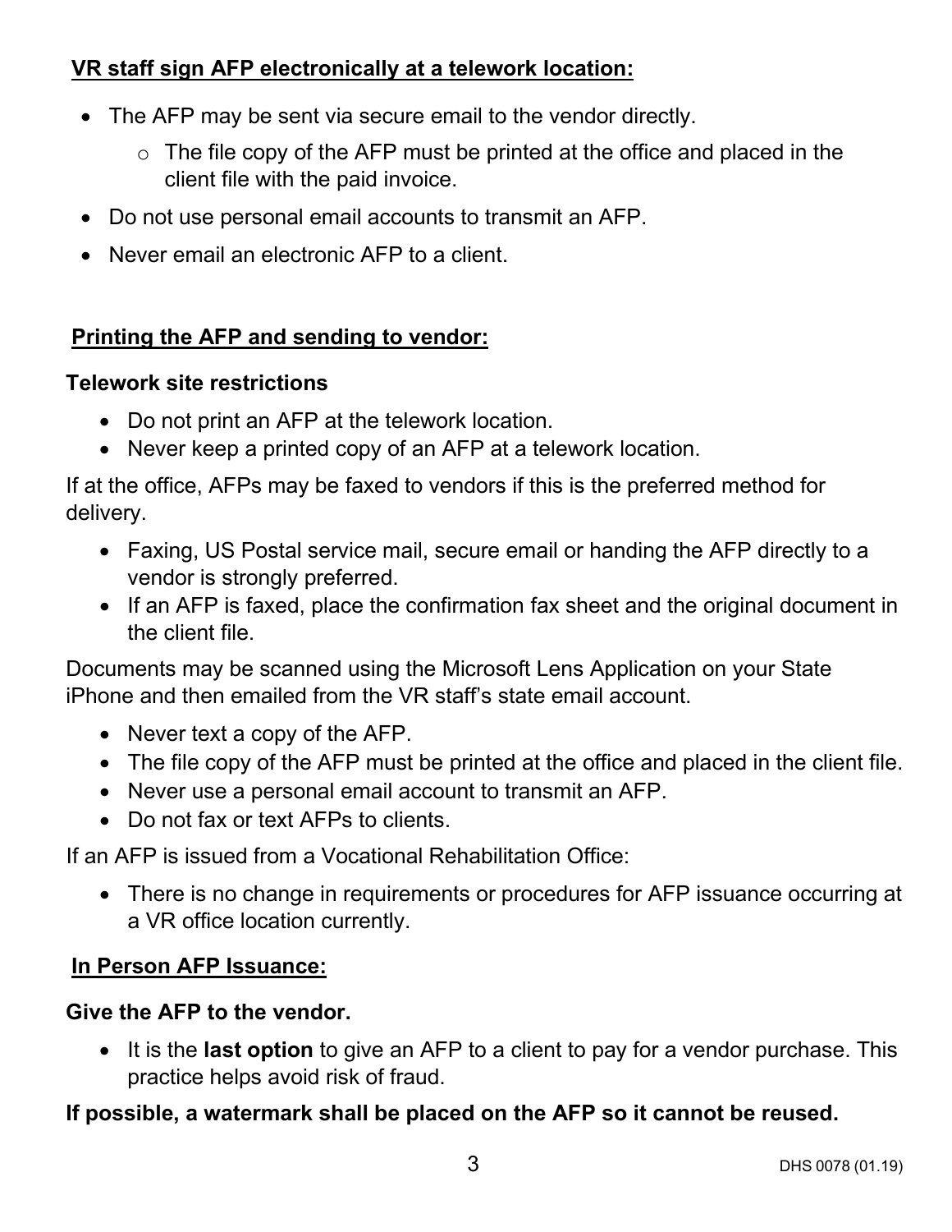**<u>VR staff sign AFP electronically at a telework location:</u>**

- The AFP may be sent via secure email to the vendor directly.
  - The file copy of the AFP must be printed at the office and placed in the client file with the paid invoice.
- Do not use personal email accounts to transmit an AFP.
- Never email an electronic AFP to a client.

**<u>Printing the AFP and sending to vendor:</u>**

**Telework site restrictions**

- Do not print an AFP at the telework location.
- Never keep a printed copy of an AFP at a telework location.

If at the office, AFPs may be faxed to vendors if this is the preferred method for delivery.

- Faxing, US Postal service mail, secure email or handing the AFP directly to a vendor is strongly preferred.
- If an AFP is faxed, place the confirmation fax sheet and the original document in the client file.

Documents may be scanned using the Microsoft Lens Application on your State iPhone and then emailed from the VR staff's state email account.

- Never text a copy of the AFP.
- The file copy of the AFP must be printed at the office and placed in the client file.
- Never use a personal email account to transmit an AFP.
- Do not fax or text AFPs to clients.

If an AFP is issued from a Vocational Rehabilitation Office:

- There is no change in requirements or procedures for AFP issuance occurring at a VR office location currently.

**<u>In Person AFP Issuance:</u>**

**Give the AFP to the vendor.**

- It is the **last option** to give an AFP to a client to pay for a vendor purchase. This practice helps avoid risk of fraud.

**If possible, a watermark shall be placed on the AFP so it cannot be reused.**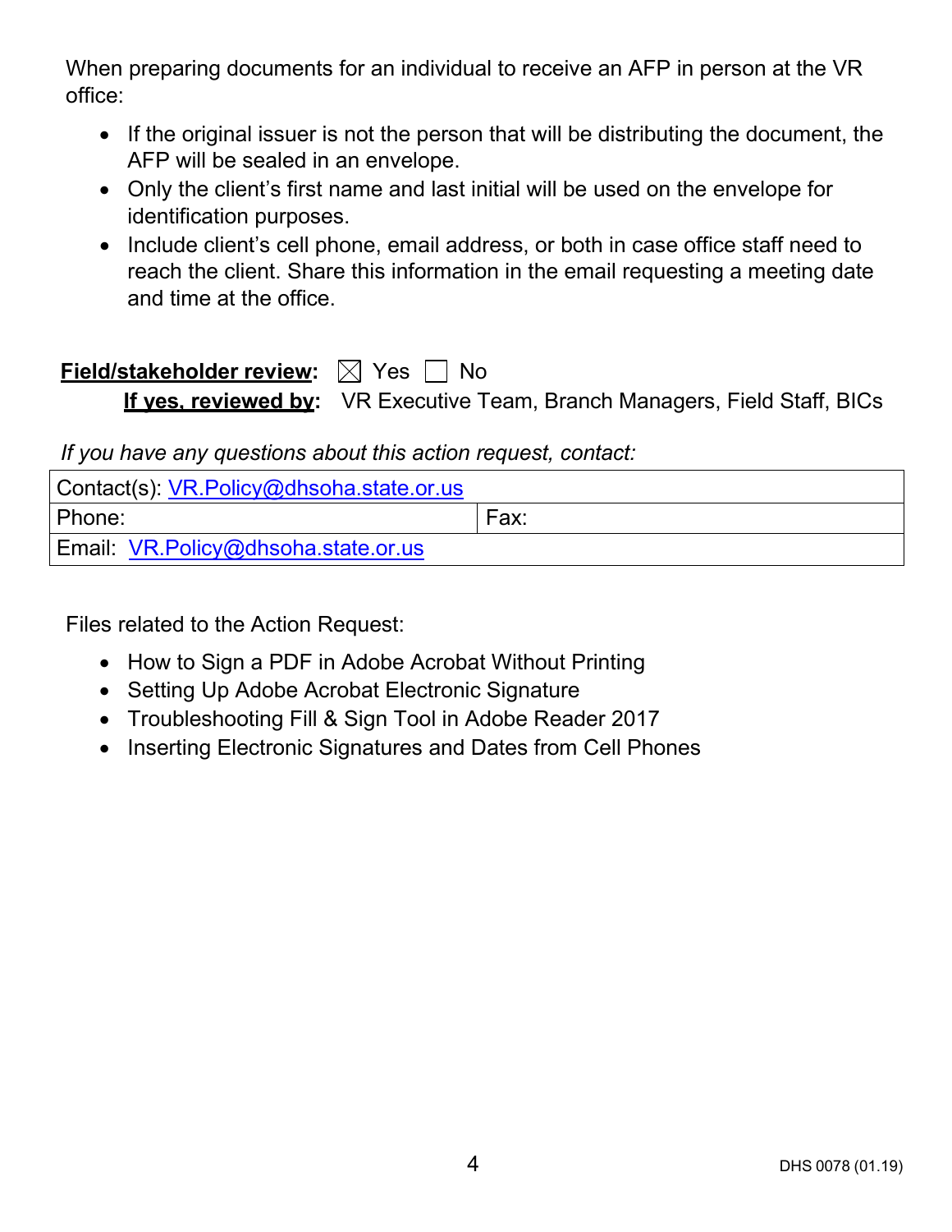When preparing documents for an individual to receive an AFP in person at the VR office:

- If the original issuer is not the person that will be distributing the document, the AFP will be sealed in an envelope.
- Only the client's first name and last initial will be used on the envelope for identification purposes.
- Include client's cell phone, email address, or both in case office staff need to reach the client. Share this information in the email requesting a meeting date and time at the office.

**Field/stakeholder review:** ☒ Yes ☐ No

**If yes, reviewed by:** VR Executive Team, Branch Managers, Field Staff, BICs

*If you have any questions about this action request, contact:*

| | |
|---|---|
| Contact(s): VR.Policy@dhsoha.state.or.us | |
| Phone: | Fax: |
| Email: VR.Policy@dhsoha.state.or.us | |

Files related to the Action Request:

- How to Sign a PDF in Adobe Acrobat Without Printing
- Setting Up Adobe Acrobat Electronic Signature
- Troubleshooting Fill & Sign Tool in Adobe Reader 2017
- Inserting Electronic Signatures and Dates from Cell Phones

DHS 0078 (01.19)